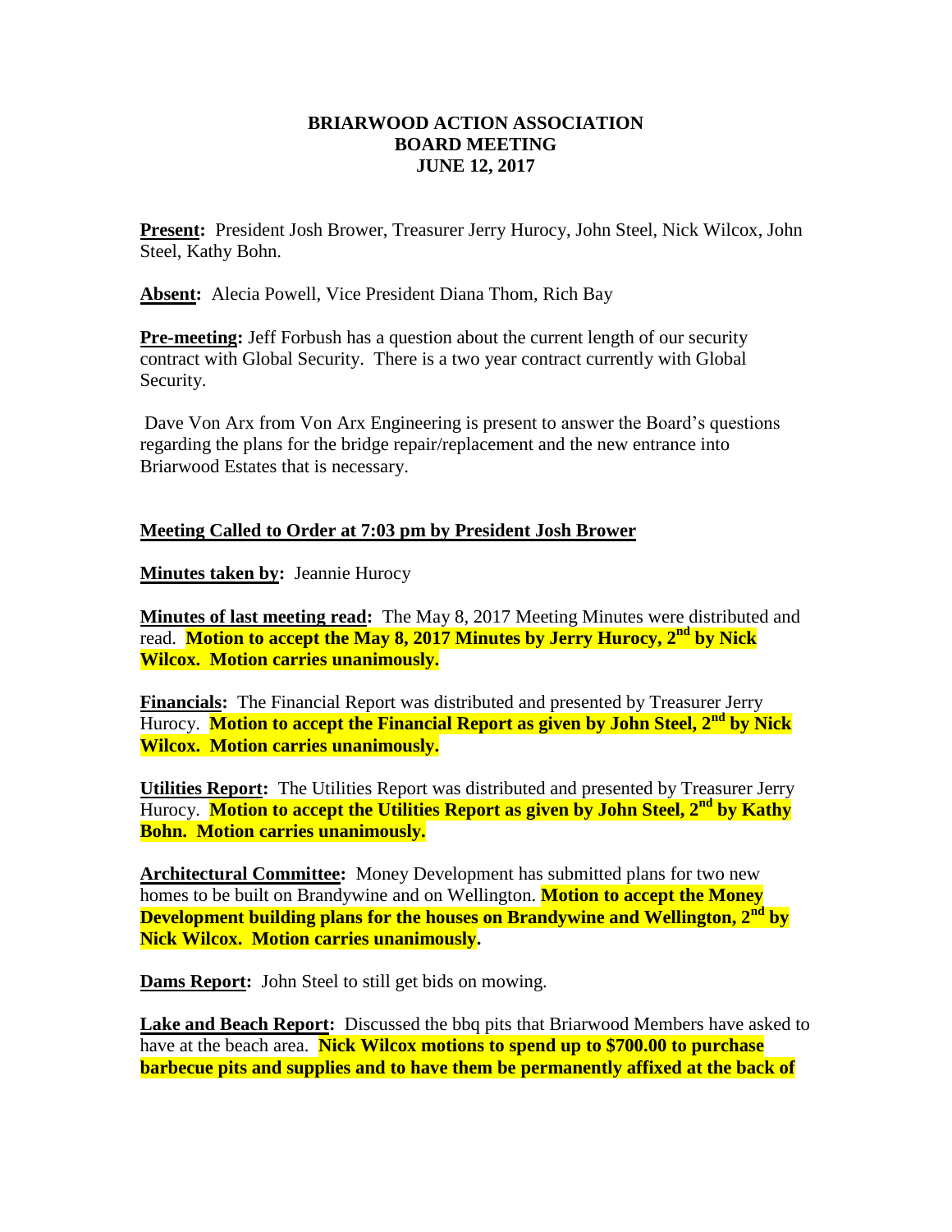# BRIARWOOD ACTION ASSOCIATION
## BOARD MEETING
## JUNE 12, 2017

**Present:** President Josh Brower, Treasurer Jerry Hurocy, John Steel, Nick Wilcox, John Steel, Kathy Bohn.

**Absent:** Alecia Powell, Vice President Diana Thom, Rich Bay

**Pre-meeting:** Jeff Forbush has a question about the current length of our security contract with Global Security. There is a two year contract currently with Global Security.

Dave Von Arx from Von Arx Engineering is present to answer the Board's questions regarding the plans for the bridge repair/replacement and the new entrance into Briarwood Estates that is necessary.

**Meeting Called to Order at 7:03 pm by President Josh Brower**

**Minutes taken by:** Jeannie Hurocy

**Minutes of last meeting read:** The May 8, 2017 Meeting Minutes were distributed and read. **Motion to accept the May 8, 2017 Minutes by Jerry Hurocy, 2nd by Nick Wilcox. Motion carries unanimously.**

**Financials:** The Financial Report was distributed and presented by Treasurer Jerry Hurocy. **Motion to accept the Financial Report as given by John Steel, 2nd by Nick Wilcox. Motion carries unanimously.**

**Utilities Report:** The Utilities Report was distributed and presented by Treasurer Jerry Hurocy. **Motion to accept the Utilities Report as given by John Steel, 2nd by Kathy Bohn. Motion carries unanimously.**

**Architectural Committee:** Money Development has submitted plans for two new homes to be built on Brandywine and on Wellington. **Motion to accept the Money Development building plans for the houses on Brandywine and Wellington, 2nd by Nick Wilcox. Motion carries unanimously.**

**Dams Report:** John Steel to still get bids on mowing.

**Lake and Beach Report:** Discussed the bbq pits that Briarwood Members have asked to have at the beach area. **Nick Wilcox motions to spend up to $700.00 to purchase barbecue pits and supplies and to have them be permanently affixed at the back of**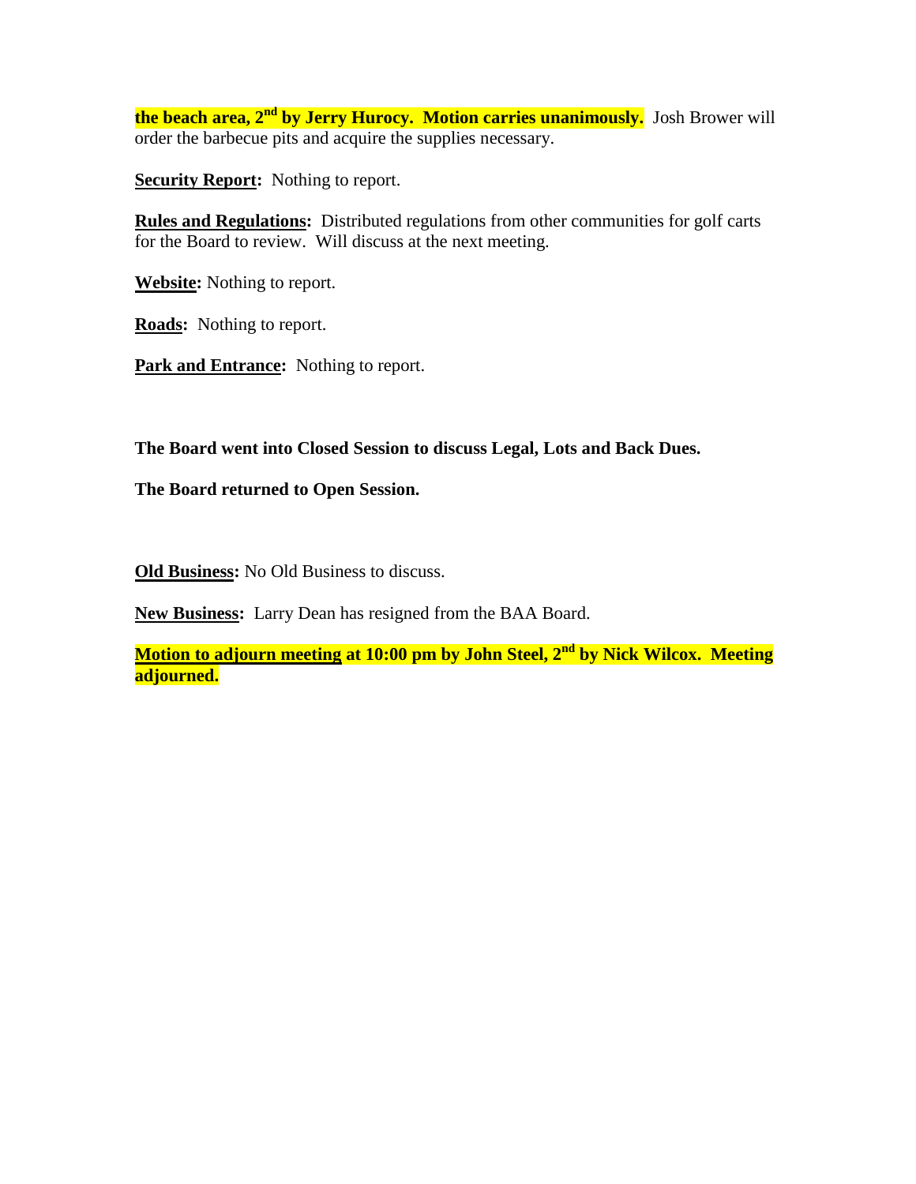**the beach area, 2nd by Jerry Hurocy. Motion carries unanimously.** Josh Brower will order the barbecue pits and acquire the supplies necessary.

**Security Report:** Nothing to report.

**Rules and Regulations:** Distributed regulations from other communities for golf carts for the Board to review. Will discuss at the next meeting.

**Website:** Nothing to report.

**Roads:** Nothing to report.

**Park and Entrance:** Nothing to report.

**The Board went into Closed Session to discuss Legal, Lots and Back Dues.**

**The Board returned to Open Session.**

**Old Business:** No Old Business to discuss.

**New Business:** Larry Dean has resigned from the BAA Board.

**Motion to adjourn meeting at 10:00 pm by John Steel, 2nd by Nick Wilcox. Meeting adjourned.**